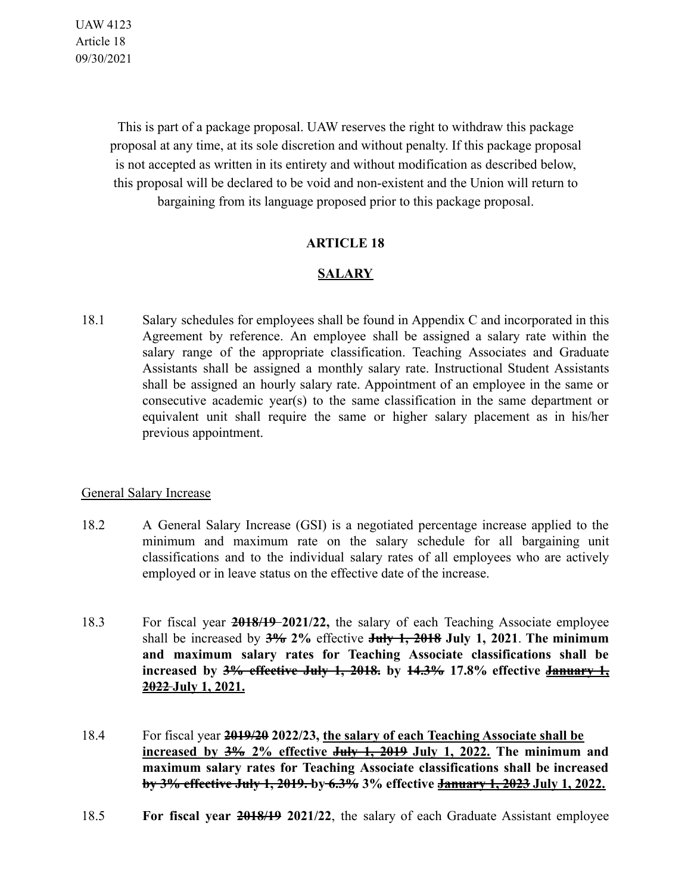UAW 4123
Article 18
09/30/2021

This is part of a package proposal. UAW reserves the right to withdraw this package proposal at any time, at its sole discretion and without penalty. If this package proposal is not accepted as written in its entirety and without modification as described below, this proposal will be declared to be void and non-existent and the Union will return to bargaining from its language proposed prior to this package proposal.

# ARTICLE 18

## SALARY

18.1 Salary schedules for employees shall be found in Appendix C and incorporated in this Agreement by reference. An employee shall be assigned a salary rate within the salary range of the appropriate classification. Teaching Associates and Graduate Assistants shall be assigned a monthly salary rate. Instructional Student Assistants shall be assigned an hourly salary rate. Appointment of an employee in the same or consecutive academic year(s) to the same classification in the same department or equivalent unit shall require the same or higher salary placement as in his/her previous appointment.

General Salary Increase

18.2 A General Salary Increase (GSI) is a negotiated percentage increase applied to the minimum and maximum rate on the salary schedule for all bargaining unit classifications and to the individual salary rates of all employees who are actively employed or in leave status on the effective date of the increase.

18.3 For fiscal year ~~**2018/19**~~ **2021/22,** the salary of each Teaching Associate employee shall be increased by ~~**3%**~~ **2%** effective ~~**July 1, 2018**~~ **July 1, 2021**. **The minimum and maximum salary rates for Teaching Associate classifications shall be increased by ~~3% effective July 1, 2018.~~ by ~~14.3%~~ 17.8% effective ~~January 1, 2022~~ July 1, 2021.**

18.4 For fiscal year ~~**2019/20**~~ **2022/23, the salary of each Teaching Associate shall be increased by ~~3%~~ 2% effective ~~July 1, 2019~~ July 1, 2022. The minimum and maximum salary rates for Teaching Associate classifications shall be increased ~~by 3% effective July 1, 2019.~~ by ~~6.3%~~ 3% effective ~~January 1, 2023~~ July 1, 2022.**

18.5 **For fiscal year ~~2018/19~~ 2021/22**, the salary of each Graduate Assistant employee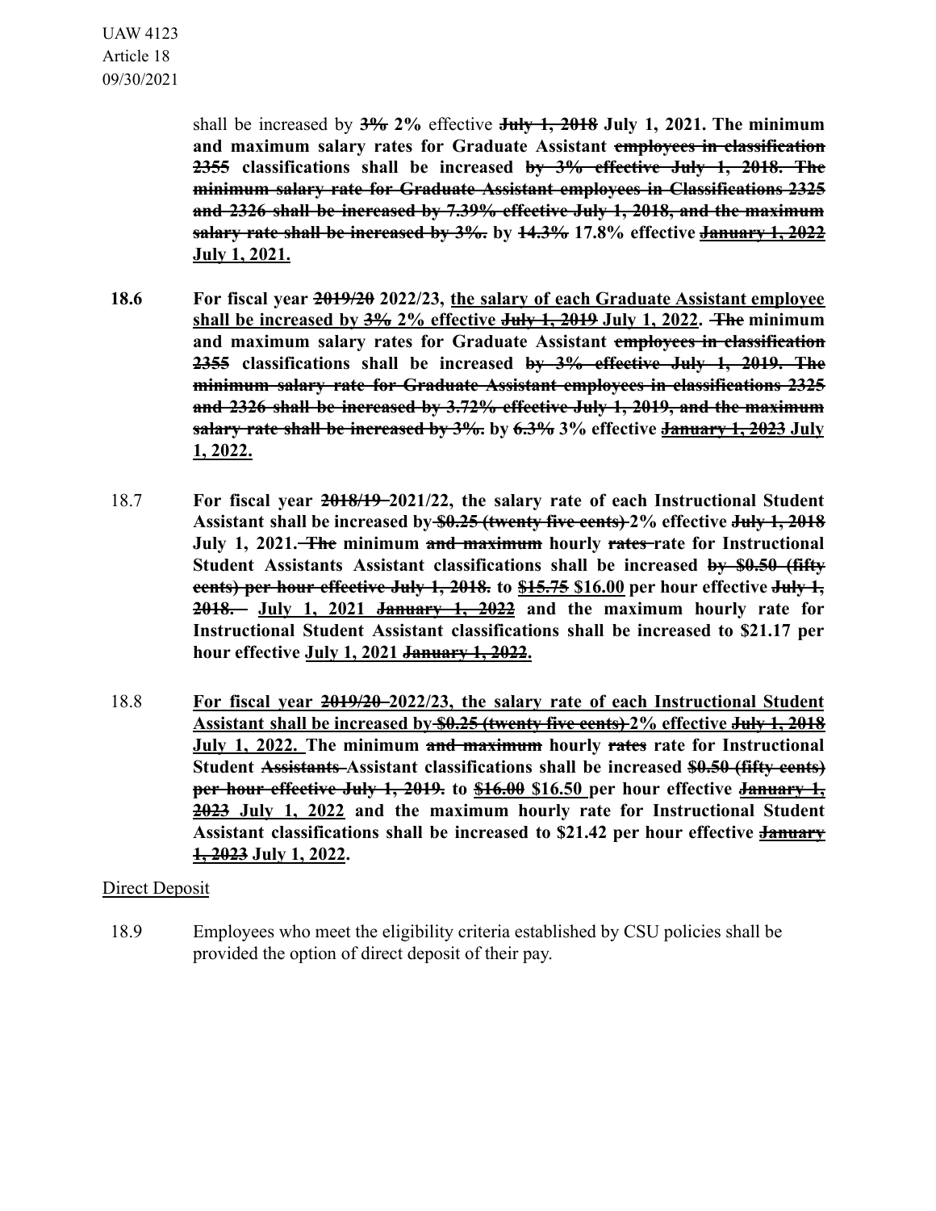shall be increased by **~~3%~~ 2%** effective **~~July 1, 2018~~ July 1, 2021. The minimum and maximum salary rates for Graduate Assistant ~~employees in classification 2355~~ classifications shall be increased ~~by 3% effective July 1, 2018. The minimum salary rate for Graduate Assistant employees in Classifications 2325 and 2326 shall be increased by 7.39% effective July 1, 2018, and the maximum salary rate shall be increased by 3%.~~ by ~~14.3%~~ 17.8% effective ~~January 1, 2022~~ July 1, 2021.**

**18.6** **For fiscal year ~~2019/20~~ 2022/23, the salary of each Graduate Assistant employee shall be increased by ~~3%~~ 2% effective ~~July 1, 2019~~ July 1, 2022. ~~The~~ minimum and maximum salary rates for Graduate Assistant ~~employees in classification 2355~~ classifications shall be increased ~~by 3% effective July 1, 2019. The minimum salary rate for Graduate Assistant employees in classifications 2325 and 2326 shall be increased by 3.72% effective July 1, 2019, and the maximum salary rate shall be increased by 3%.~~ by ~~6.3%~~ 3% effective ~~January 1, 2023~~ July 1, 2022.**

18.7 **For fiscal year ~~2018/19~~ 2021/22, the salary rate of each Instructional Student Assistant shall be increased by ~~$0.25 (twenty five cents)~~ 2% effective ~~July 1, 2018~~ July 1, 2021. ~~The~~ minimum ~~and maximum~~ hourly ~~rates~~ rate for Instructional Student Assistants Assistant classifications shall be increased ~~by $0.50 (fifty cents) per hour effective July 1, 2018.~~ to ~~$15.75~~ $16.00 per hour effective ~~July 1, 2018.~~ July 1, 2021 ~~January 1, 2022~~ and the maximum hourly rate for Instructional Student Assistant classifications shall be increased to $21.17 per hour effective July 1, 2021 ~~January 1, 2022~~.**

18.8 **For fiscal year ~~2019/20~~ 2022/23, the salary rate of each Instructional Student Assistant shall be increased by ~~$0.25 (twenty five cents)~~ 2% effective ~~July 1, 2018~~ July 1, 2022. The minimum ~~and maximum~~ hourly ~~rates~~ rate for Instructional Student ~~Assistants~~ Assistant classifications shall be increased ~~$0.50 (fifty cents) per hour effective July 1, 2019.~~ to ~~$16.00~~ $16.50 per hour effective ~~January 1, 2023~~ July 1, 2022 and the maximum hourly rate for Instructional Student Assistant classifications shall be increased to $21.42 per hour effective ~~January 1, 2023~~ July 1, 2022.**

Direct Deposit

18.9 Employees who meet the eligibility criteria established by CSU policies shall be provided the option of direct deposit of their pay.